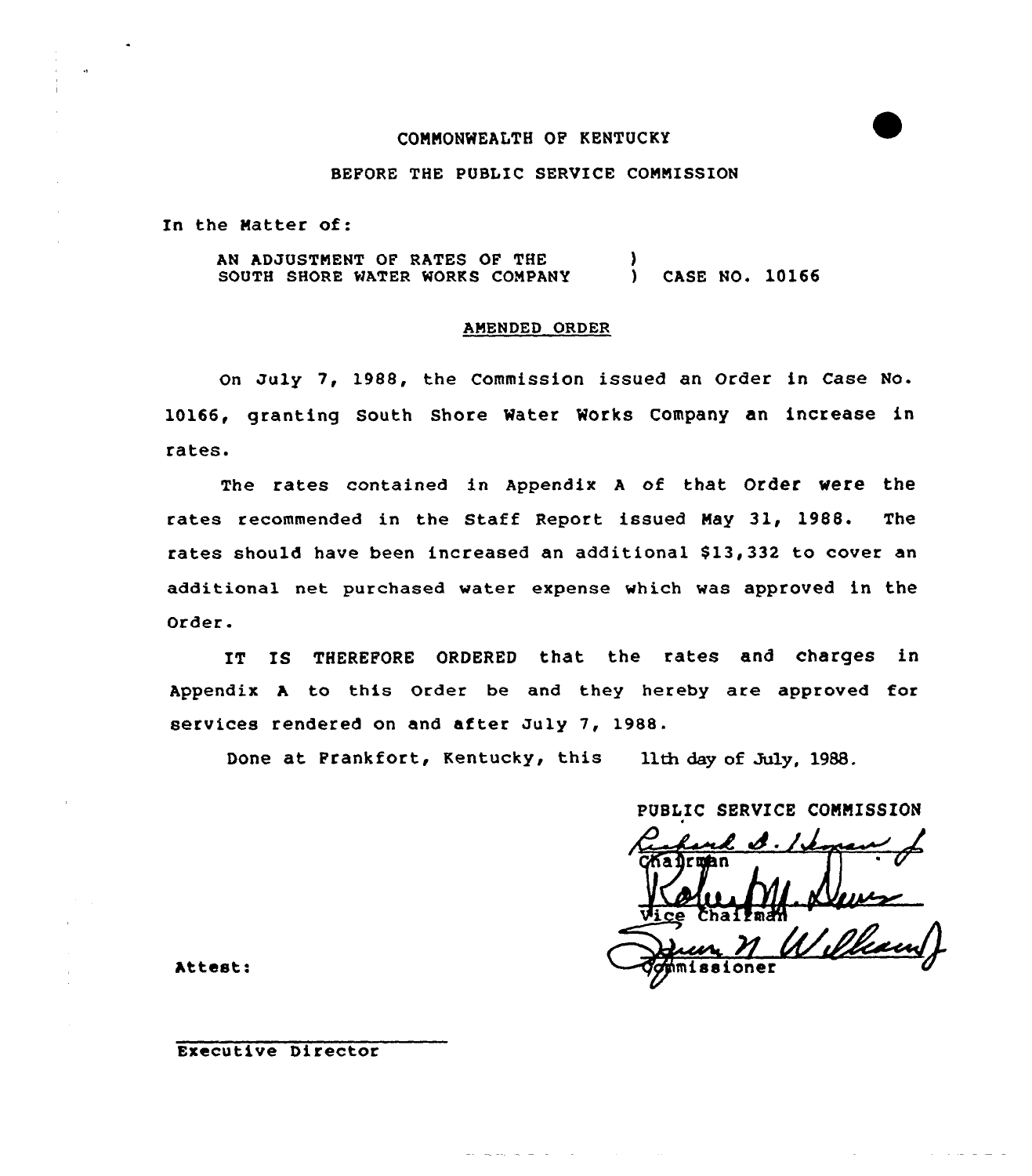COMMONWEALTH OF KENTUCKY

BEFORE THE PUBLIC SERVICE COMMISSION

In the Matter of:

AN ADJUSTMENT OF RATES OF THE SOUTH SHORE WATER WORKS COMPANY ) CASE NO. 10166

## AMENDED ORDER

On July 7, 1988, the Commission issued an Order in Case No. 10166, granting South Shore Water Works Company an increase in rates.

The rates contained in Appendix A of that Order were the rates recommended in the Staff Report issued May 31, 1988. The rates should have been increased an additional $13,332 to cover an additional net purchased water expense which was approved in the Order.

IT IS THEREFORE ORDERED that the rates and charges in Appendix A to this Order be and they hereby are approved for services rendered on and after July 7, 1988.

Done at Frankfort, Kentucky, this 11th day of July, 1988.

PUBLIC SERVICE COMMISSION

Chairman

Vice Chairman

Commissioner

Attest:

Executive Director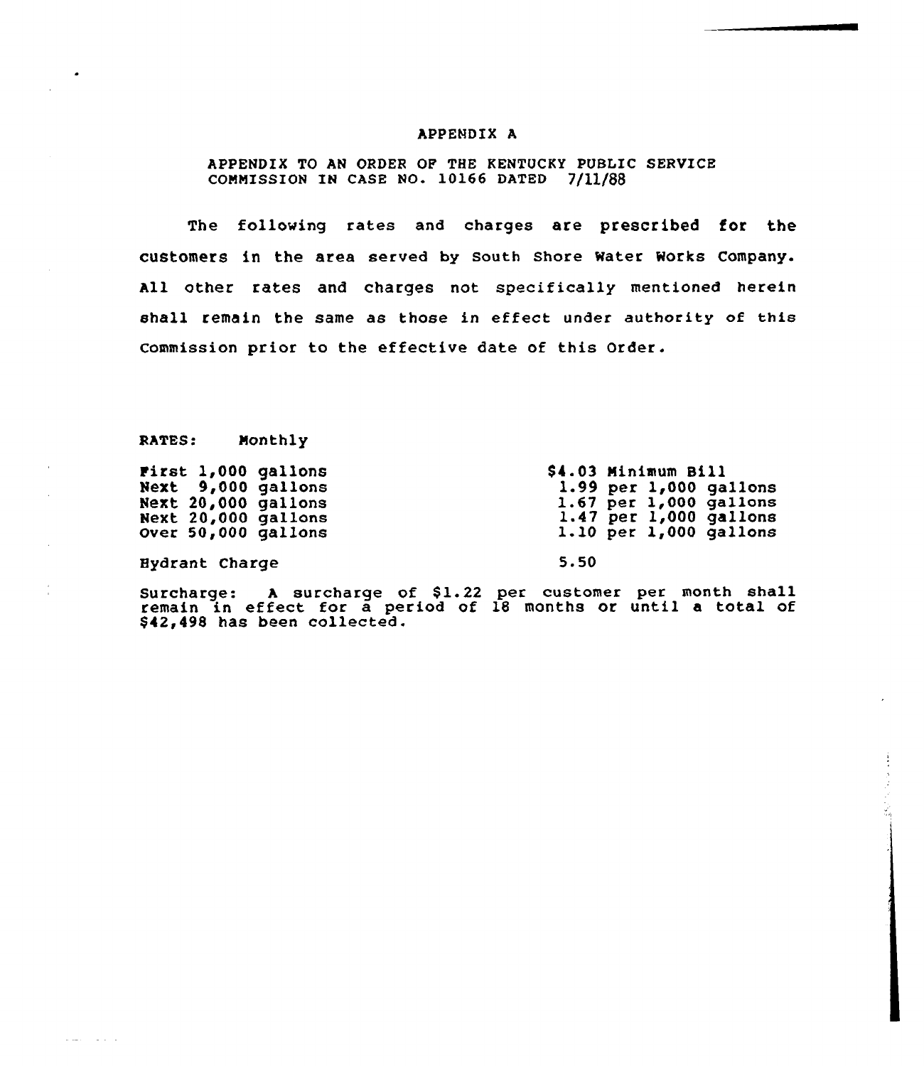# APPENDIX A

APPENDIX TO AN ORDER OF THE KENTUCKY PUBLIC SERVICE COMMISSION IN CASE NO. 10166 DATED 7/11/88

The following rates and charges are prescribed for the customers in the area served by South Shore Water Works Company. All other rates and charges not specifically mentioned herein shall remain the same as those in effect under authority of this Commission prior to the effective date of this Order.

RATES: Monthly

| | |
|---|---|
| First 1,000 gallons | $4.03 Minimum Bill |
| Next 9,000 gallons | 1.99 per 1,000 gallons |
| Next 20,000 gallons | 1.67 per 1,000 gallons |
| Next 20,000 gallons | 1.47 per 1,000 gallons |
| Over 50,000 gallons | 1.10 per 1,000 gallons |
| Hydrant Charge | 5.50 |

Surcharge: A surcharge of $1.22 per customer per month shall remain in effect for a period of 18 months or until a total of $42,498 has been collected.